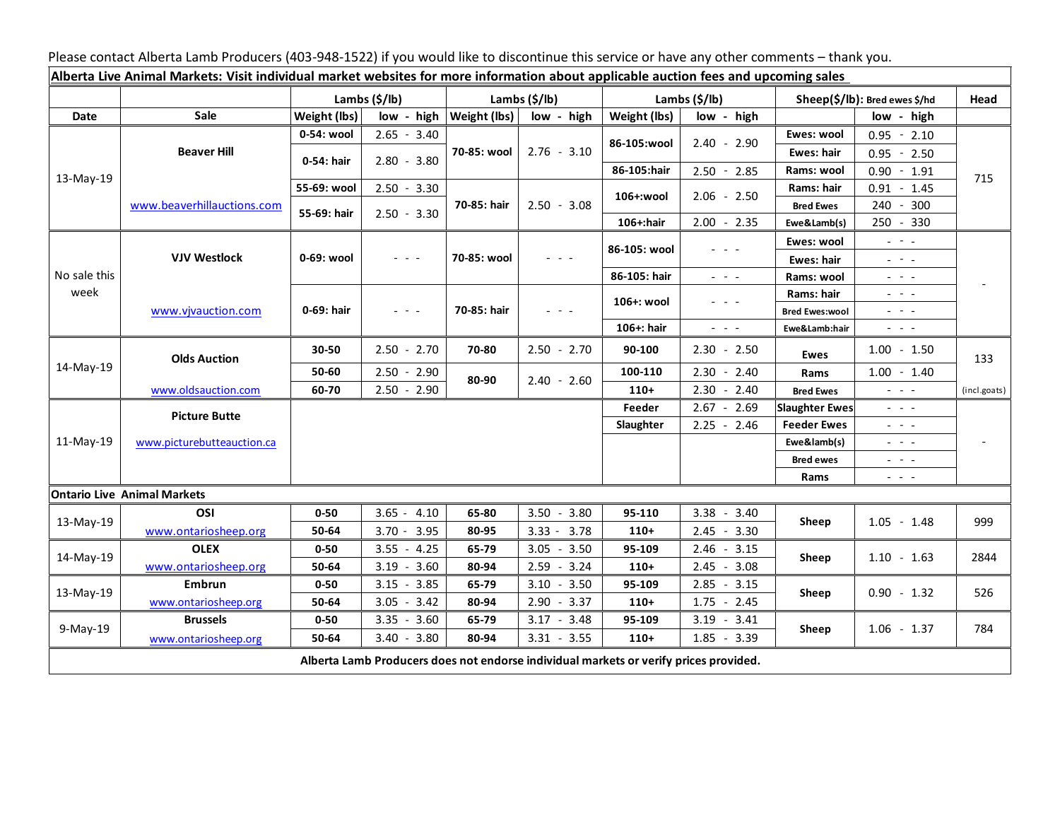Please contact Alberta Lamb Producers (403-948-1522) if you would like to discontinue this service or have any other comments – thank you.

| **Alberta Live Animal Markets: Visit individual market websites for more information about applicable auction fees and upcoming sales** | | | | | | | | | | |
|---|---|---|---|---|---|---|---|---|---|---|
| | | **Lambs ($/lb)** | | **Lambs ($/lb)** | | **Lambs ($/lb)** | | **Sheep($/lb): Bred ewes $/hd** | | **Head** |
| **Date** | **Sale** | **Weight (lbs)** | **low - high** | **Weight (lbs)** | **low - high** | **Weight (lbs)** | **low - high** | | **low - high** | |
| 13-May-19 | **Beaver Hill** | **0-54: wool** | 2.65 - 3.40 | **70-85: wool** | 2.76 - 3.10 | **86-105:wool** | 2.40 - 2.90 | **Ewes: wool** | 0.95 - 2.10 | 715 |
| | | **0-54: hair** | 2.80 - 3.80 | | | | | **Ewes: hair** | 0.95 - 2.50 | |
| | | | | | | **86-105:hair** | 2.50 - 2.85 | **Rams: wool** | 0.90 - 1.91 | |
| | www.beaverhillauctions.com | **55-69: wool** | 2.50 - 3.30 | **70-85: hair** | 2.50 - 3.08 | **106+:wool** | 2.06 - 2.50 | **Rams: hair** | 0.91 - 1.45 | |
| | | **55-69: hair** | 2.50 - 3.30 | | | | | **Bred Ewes** | 240 - 300 | |
| | | | | | | **106+:hair** | 2.00 - 2.35 | **Ewe&Lamb(s)** | 250 - 330 | |
| No sale this week | **VJV Westlock** | **0-69: wool** | - - - | **70-85: wool** | - - - | **86-105: wool** | - - - | **Ewes: wool** | - - - | - |
| | | | | | | | | **Ewes: hair** | - - - | |
| | | | | | | **86-105: hair** | - - - | **Rams: wool** | - - - | |
| | www.vjvauction.com | **0-69: hair** | - - - | **70-85: hair** | - - - | **106+: wool** | - - - | **Rams: hair** | - - - | |
| | | | | | | | | **Bred Ewes:wool** | - - - | |
| | | | | | | **106+: hair** | - - - | **Ewe&Lamb:hair** | - - - | |
| 14-May-19 | **Olds Auction** | **30-50** | 2.50 - 2.70 | **70-80** | 2.50 - 2.70 | **90-100** | 2.30 - 2.50 | **Ewes** | 1.00 - 1.50 | 133 |
| | | **50-60** | 2.50 - 2.90 | **80-90** | 2.40 - 2.60 | **100-110** | 2.30 - 2.40 | **Rams** | 1.00 - 1.40 | |
| | www.oldsauction.com | **60-70** | 2.50 - 2.90 | | | **110+** | 2.30 - 2.40 | **Bred Ewes** | - - - | (incl.goats) |
| 11-May-19 | **Picture Butte** | | | | | **Feeder** | 2.67 - 2.69 | **Slaughter Ewes** | - - - | - |
| | www.picturebutteauction.ca | | | | | **Slaughter** | 2.25 - 2.46 | **Feeder Ewes** | - - - | |
| | | | | | | | | **Ewe&lamb(s)** | - - - | |
| | | | | | | | | **Bred ewes** | - - - | |
| | | | | | | | | **Rams** | - - - | |
| **Ontario Live Animal Markets** | | | | | | | | | | |
| 13-May-19 | **OSI** | **0-50** | 3.65 - 4.10 | **65-80** | 3.50 - 3.80 | **95-110** | 3.38 - 3.40 | **Sheep** | 1.05 - 1.48 | 999 |
| | www.ontariosheep.org | **50-64** | 3.70 - 3.95 | **80-95** | 3.33 - 3.78 | **110+** | 2.45 - 3.30 | | | |
| 14-May-19 | **OLEX** | **0-50** | 3.55 - 4.25 | **65-79** | 3.05 - 3.50 | **95-109** | 2.46 - 3.15 | **Sheep** | 1.10 - 1.63 | 2844 |
| | www.ontariosheep.org | **50-64** | 3.19 - 3.60 | **80-94** | 2.59 - 3.24 | **110+** | 2.45 - 3.08 | | | |
| 13-May-19 | **Embrun** | **0-50** | 3.15 - 3.85 | **65-79** | 3.10 - 3.50 | **95-109** | 2.85 - 3.15 | **Sheep** | 0.90 - 1.32 | 526 |
| | www.ontariosheep.org | **50-64** | 3.05 - 3.42 | **80-94** | 2.90 - 3.37 | **110+** | 1.75 - 2.45 | | | |
| 9-May-19 | **Brussels** | **0-50** | 3.35 - 3.60 | **65-79** | 3.17 - 3.48 | **95-109** | 3.19 - 3.41 | **Sheep** | 1.06 - 1.37 | 784 |
| | www.ontariosheep.org | **50-64** | 3.40 - 3.80 | **80-94** | 3.31 - 3.55 | **110+** | 1.85 - 3.39 | | | |

**Alberta Lamb Producers does not endorse individual markets or verify prices provided.**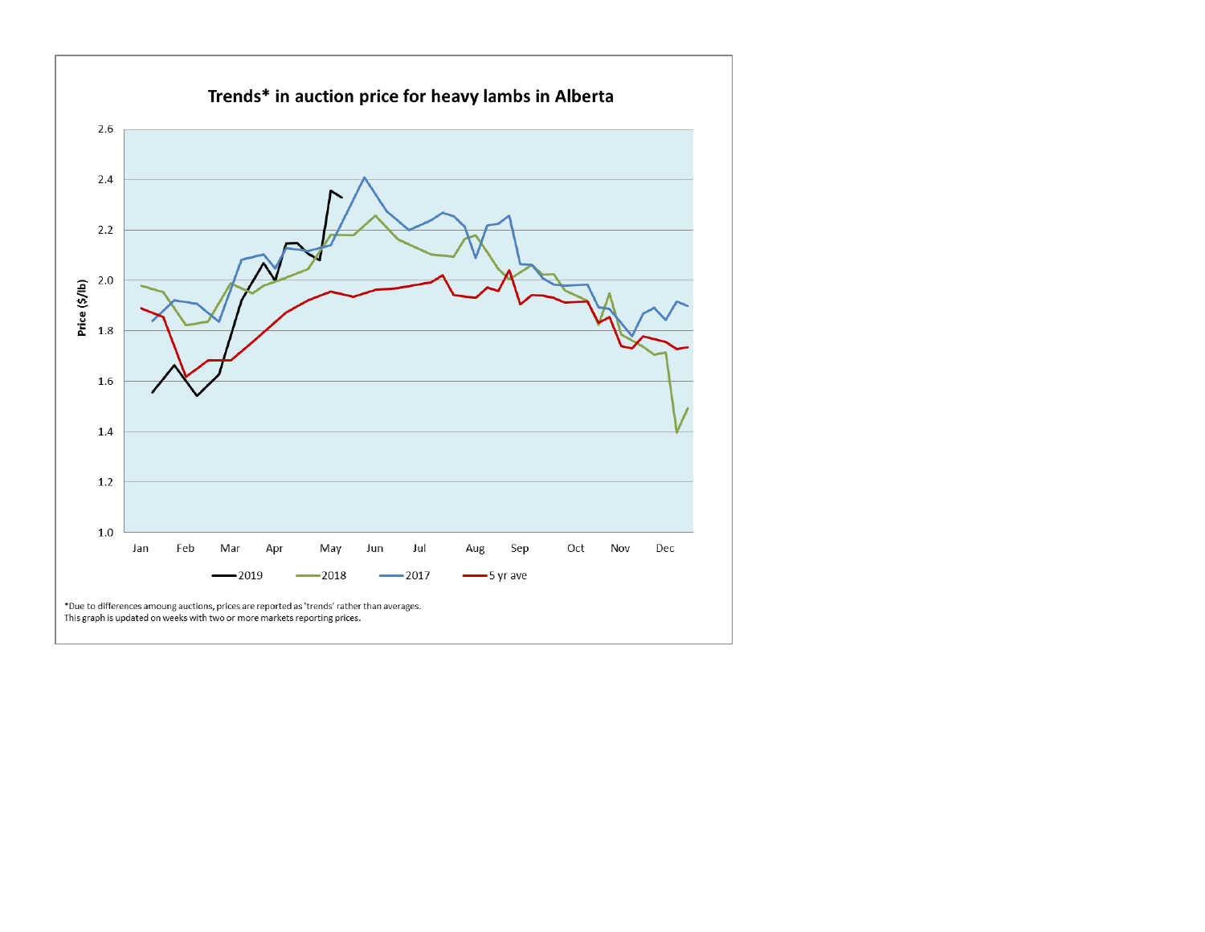**Trends* in auction price for heavy lambs in Alberta**

Price ($/lb)

2.6
2.4
2.2
2.0
1.8
1.6
1.4
1.2
1.0

Jan Feb Mar Apr May Jun Jul Aug Sep Oct Nov Dec

2019 2018 2017 5 yr ave

*Due to differences amoung auctions, prices are reported as 'trends' rather than averages.
This graph is updated on weeks with two or more markets reporting prices.